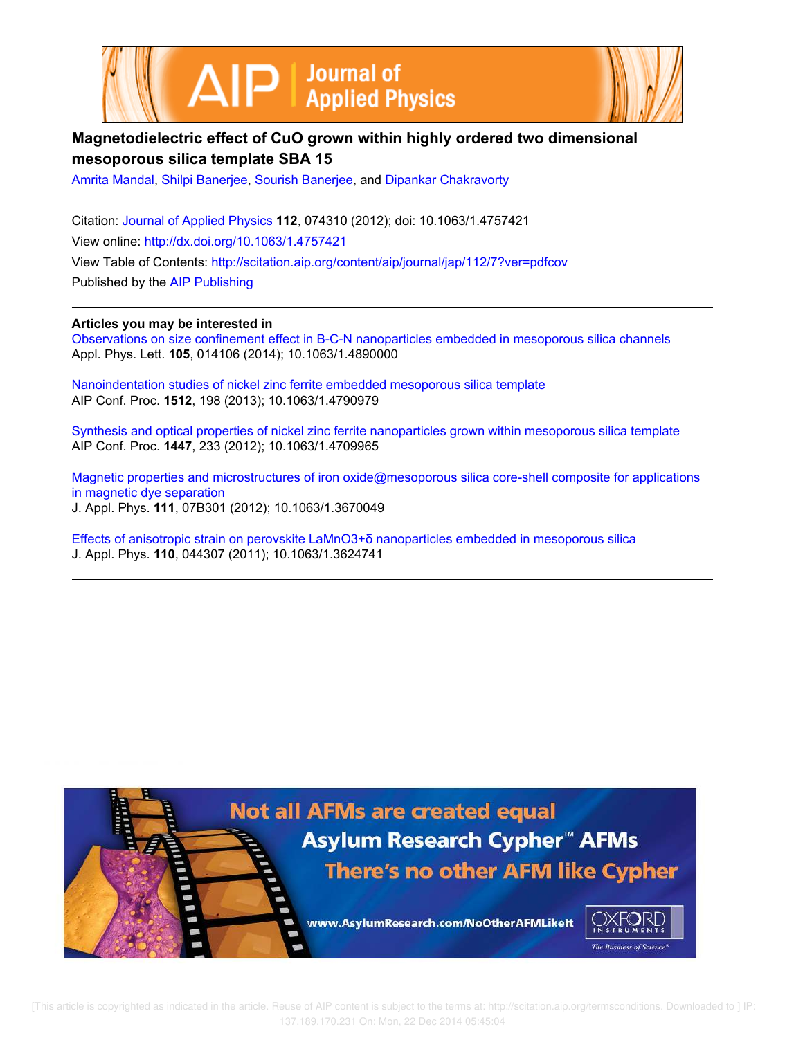# Magnetodielectric effect of CuO grown within highly ordered two dimensional mesoporous silica template SBA 15

Amrita Mandal, Shilpi Banerjee, Sourish Banerjee, and Dipankar Chakravorty

Citation: Journal of Applied Physics **112**, 074310 (2012); doi: 10.1063/1.4757421

View online: http://dx.doi.org/10.1063/1.4757421

View Table of Contents: http://scitation.aip.org/content/aip/journal/jap/112/7?ver=pdfcov

Published by the AIP Publishing

## Articles you may be interested in

Observations on size confinement effect in B-C-N nanoparticles embedded in mesoporous silica channels
Appl. Phys. Lett. **105**, 014106 (2014); 10.1063/1.4890000

Nanoindentation studies of nickel zinc ferrite embedded mesoporous silica template
AIP Conf. Proc. **1512**, 198 (2013); 10.1063/1.4790979

Synthesis and optical properties of nickel zinc ferrite nanoparticles grown within mesoporous silica template
AIP Conf. Proc. **1447**, 233 (2012); 10.1063/1.4709965

Magnetic properties and microstructures of iron oxide@mesoporous silica core-shell composite for applications in magnetic dye separation
J. Appl. Phys. **111**, 07B301 (2012); 10.1063/1.3670049

Effects of anisotropic strain on perovskite $LaMnO_{3+\delta}$ nanoparticles embedded in mesoporous silica
J. Appl. Phys. **110**, 044307 (2011); 10.1063/1.3624741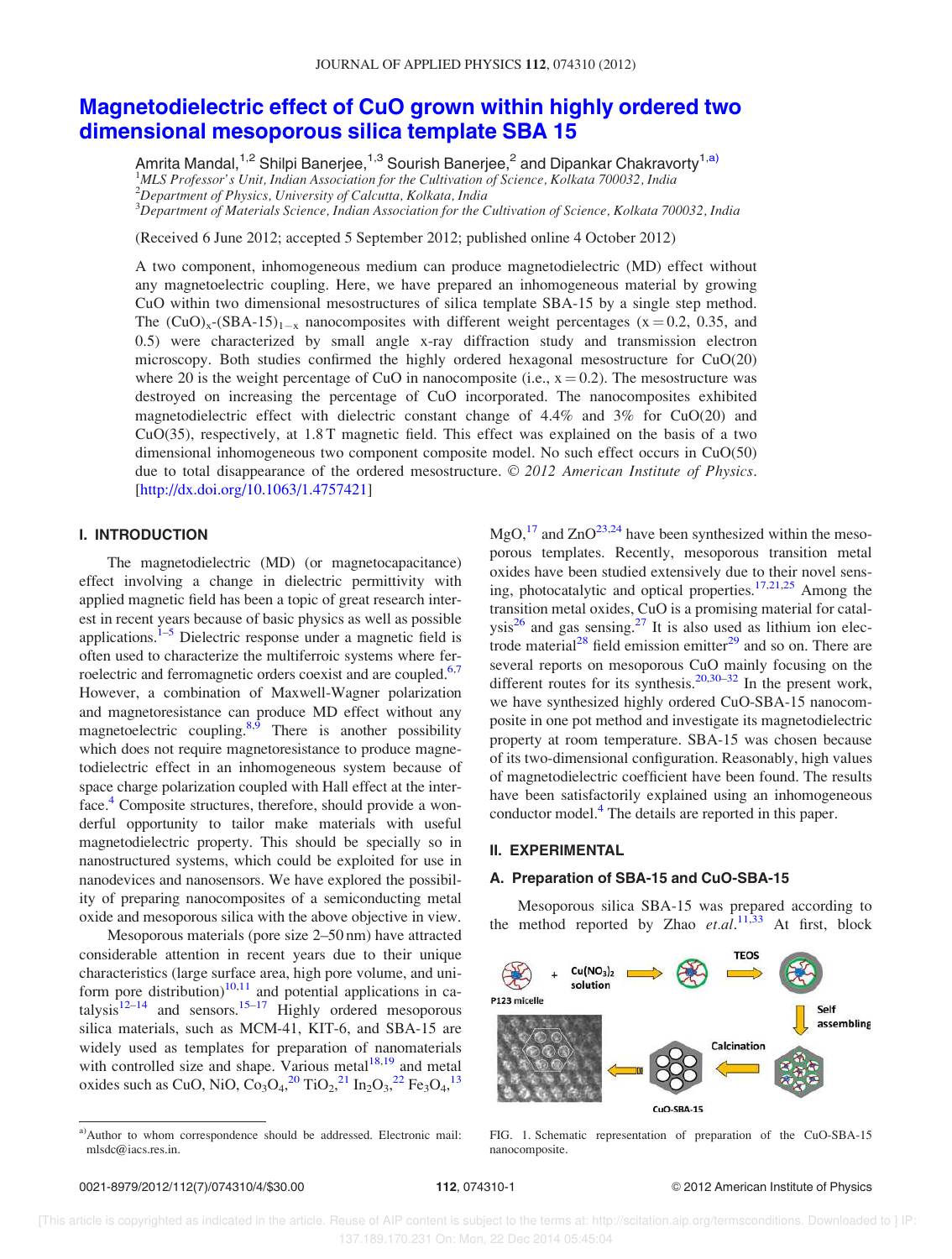# Magnetodielectric effect of CuO grown within highly ordered two dimensional mesoporous silica template SBA 15

Amrita Mandal,[1,2] Shilpi Banerjee,[1,3] Sourish Banerjee,[2] and Dipankar Chakravorty[1,a)]

[1]*MLS Professor's Unit, Indian Association for the Cultivation of Science, Kolkata 700032, India*
[2]*Department of Physics, University of Calcutta, Kolkata, India*
[3]*Department of Materials Science, Indian Association for the Cultivation of Science, Kolkata 700032, India*

(Received 6 June 2012; accepted 5 September 2012; published online 4 October 2012)

A two component, inhomogeneous medium can produce magnetodielectric (MD) effect without any magnetoelectric coupling. Here, we have prepared an inhomogeneous material by growing CuO within two dimensional mesostructures of silica template SBA-15 by a single step method. The $(CuO)_x$-$(SBA\text{-}15)_{1-x}$ nanocomposites with different weight percentages (x = 0.2, 0.35, and 0.5) were characterized by small angle x-ray diffraction study and transmission electron microscopy. Both studies confirmed the highly ordered hexagonal mesostructure for CuO(20) where 20 is the weight percentage of CuO in nanocomposite (i.e., x = 0.2). The mesostructure was destroyed on increasing the percentage of CuO incorporated. The nanocomposites exhibited magnetodielectric effect with dielectric constant change of 4.4% and 3% for CuO(20) and CuO(35), respectively, at 1.8 T magnetic field. This effect was explained on the basis of a two dimensional inhomogeneous two component composite model. No such effect occurs in CuO(50) due to total disappearance of the ordered mesostructure. © *2012 American Institute of Physics*. [http://dx.doi.org/10.1063/1.4757421]

## I. INTRODUCTION

The magnetodielectric (MD) (or magnetocapacitance) effect involving a change in dielectric permittivity with applied magnetic field has been a topic of great research interest in recent years because of basic physics as well as possible applications.[1–5] Dielectric response under a magnetic field is often used to characterize the multiferroic systems where ferroelectric and ferromagnetic orders coexist and are coupled.[6,7] However, a combination of Maxwell-Wagner polarization and magnetoresistance can produce MD effect without any magnetoelectric coupling.[8,9] There is another possibility which does not require magnetoresistance to produce magnetodielectric effect in an inhomogeneous system because of space charge polarization coupled with Hall effect at the interface.[4] Composite structures, therefore, should provide a wonderful opportunity to tailor make materials with useful magnetodielectric property. This should be specially so in nanostructured systems, which could be exploited for use in nanodevices and nanosensors. We have explored the possibility of preparing nanocomposites of a semiconducting metal oxide and mesoporous silica with the above objective in view.

Mesoporous materials (pore size 2–50 nm) have attracted considerable attention in recent years due to their unique characteristics (large surface area, high pore volume, and uniform pore distribution)[10,11] and potential applications in catalysis[12–14] and sensors.[15–17] Highly ordered mesoporous silica materials, such as MCM-41, KIT-6, and SBA-15 are widely used as templates for preparation of nanomaterials with controlled size and shape. Various metal[18,19] and metal oxides such as CuO, NiO, $Co_3O_4$,[20] $TiO_2$,[21] $In_2O_3$,[22] $Fe_3O_4$,[13] MgO,[17] and ZnO[23,24] have been synthesized within the mesoporous templates. Recently, mesoporous transition metal oxides have been studied extensively due to their novel sensing, photocatalytic and optical properties.[17,21,25] Among the transition metal oxides, CuO is a promising material for catalysis[26] and gas sensing.[27] It is also used as lithium ion electrode material[28] field emission emitter[29] and so on. There are several reports on mesoporous CuO mainly focusing on the different routes for its synthesis.[20,30–32] In the present work, we have synthesized highly ordered CuO-SBA-15 nanocomposite in one pot method and investigate its magnetodielectric property at room temperature. SBA-15 was chosen because of its two-dimensional configuration. Reasonably, high values of magnetodielectric coefficient have been found. The results have been satisfactorily explained using an inhomogeneous conductor model.[4] The details are reported in this paper.

## II. EXPERIMENTAL

### A. Preparation of SBA-15 and CuO-SBA-15

Mesoporous silica SBA-15 was prepared according to the method reported by Zhao *et.al.*[11,33] At first, block

FIG. 1. Schematic representation of preparation of the CuO-SBA-15 nanocomposite.

a)Author to whom correspondence should be addressed. Electronic mail: mlsdc@iacs.res.in.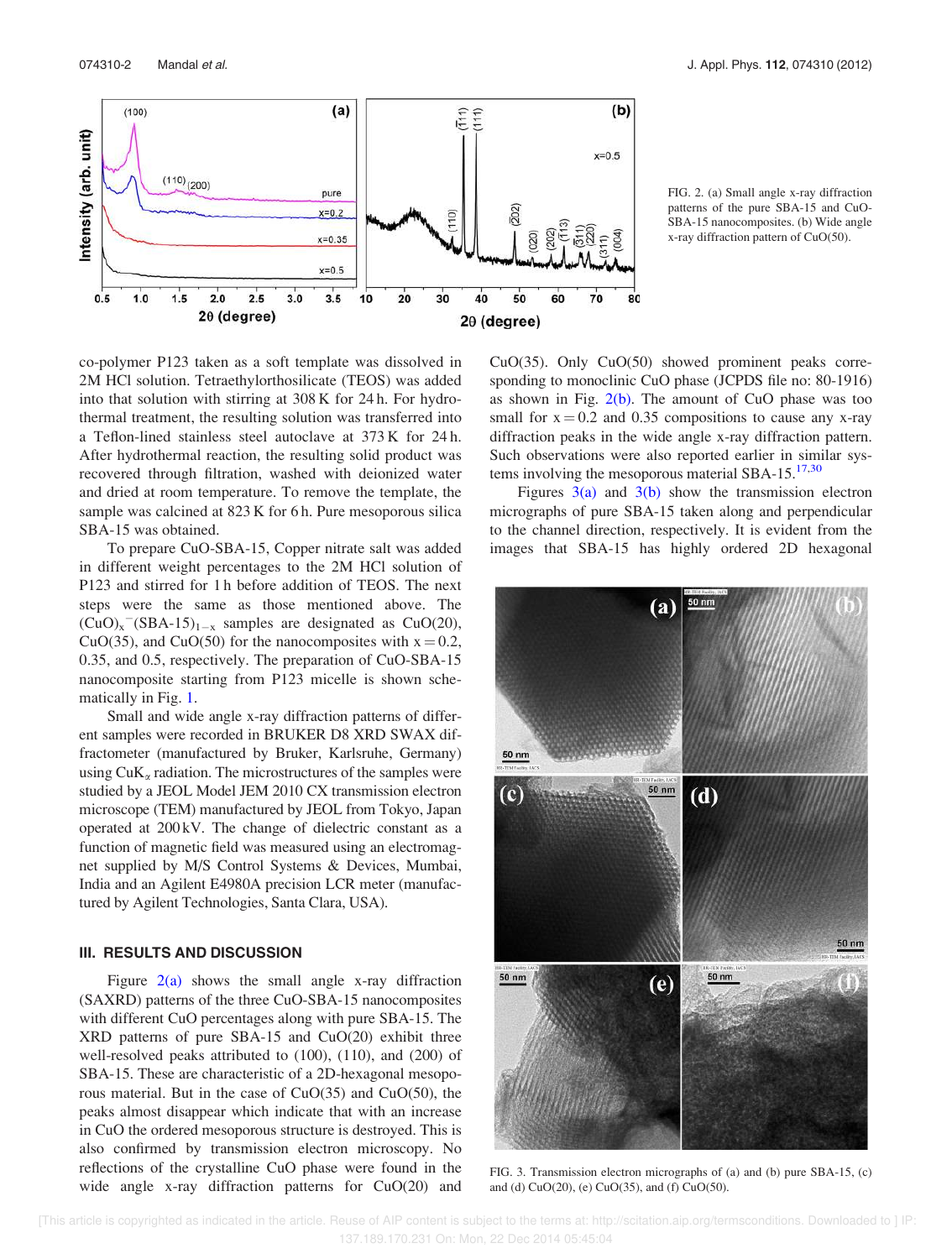FIG. 2. (a) Small angle x-ray diffraction patterns of the pure SBA-15 and CuO-SBA-15 nanocomposites. (b) Wide angle x-ray diffraction pattern of CuO(50).

co-polymer P123 taken as a soft template was dissolved in 2M HCl solution. Tetraethylorthosilicate (TEOS) was added into that solution with stirring at 308 K for 24 h. For hydrothermal treatment, the resulting solution was transferred into a Teflon-lined stainless steel autoclave at 373 K for 24 h. After hydrothermal reaction, the resulting solid product was recovered through filtration, washed with deionized water and dried at room temperature. To remove the template, the sample was calcined at 823 K for 6 h. Pure mesoporous silica SBA-15 was obtained.

To prepare CuO-SBA-15, Copper nitrate salt was added in different weight percentages to the 2M HCl solution of P123 and stirred for 1 h before addition of TEOS. The next steps were the same as those mentioned above. The $(CuO)_x^-(SBA\text{-}15)_{1-x}$ samples are designated as CuO(20), CuO(35), and CuO(50) for the nanocomposites with $x = 0.2$, 0.35, and 0.5, respectively. The preparation of CuO-SBA-15 nanocomposite starting from P123 micelle is shown schematically in Fig. 1.

Small and wide angle x-ray diffraction patterns of different samples were recorded in BRUKER D8 XRD SWAX diffractometer (manufactured by Bruker, Karlsruhe, Germany) using $CuK_\alpha$ radiation. The microstructures of the samples were studied by a JEOL Model JEM 2010 CX transmission electron microscope (TEM) manufactured by JEOL from Tokyo, Japan operated at 200 kV. The change of dielectric constant as a function of magnetic field was measured using an electromagnet supplied by M/S Control Systems & Devices, Mumbai, India and an Agilent E4980A precision LCR meter (manufactured by Agilent Technologies, Santa Clara, USA).

## III. RESULTS AND DISCUSSION

Figure 2(a) shows the small angle x-ray diffraction (SAXRD) patterns of the three CuO-SBA-15 nanocomposites with different CuO percentages along with pure SBA-15. The XRD patterns of pure SBA-15 and CuO(20) exhibit three well-resolved peaks attributed to (100), (110), and (200) of SBA-15. These are characteristic of a 2D-hexagonal mesoporous material. But in the case of CuO(35) and CuO(50), the peaks almost disappear which indicate that with an increase in CuO the ordered mesoporous structure is destroyed. This is also confirmed by transmission electron microscopy. No reflections of the crystalline CuO phase were found in the wide angle x-ray diffraction patterns for CuO(20) and CuO(35). Only CuO(50) showed prominent peaks corresponding to monoclinic CuO phase (JCPDS file no: 80-1916) as shown in Fig. 2(b). The amount of CuO phase was too small for $x = 0.2$ and 0.35 compositions to cause any x-ray diffraction peaks in the wide angle x-ray diffraction pattern. Such observations were also reported earlier in similar systems involving the mesoporous material SBA-15.[17,30]

Figures 3(a) and 3(b) show the transmission electron micrographs of pure SBA-15 taken along and perpendicular to the channel direction, respectively. It is evident from the images that SBA-15 has highly ordered 2D hexagonal

FIG. 3. Transmission electron micrographs of (a) and (b) pure SBA-15, (c) and (d) CuO(20), (e) CuO(35), and (f) CuO(50).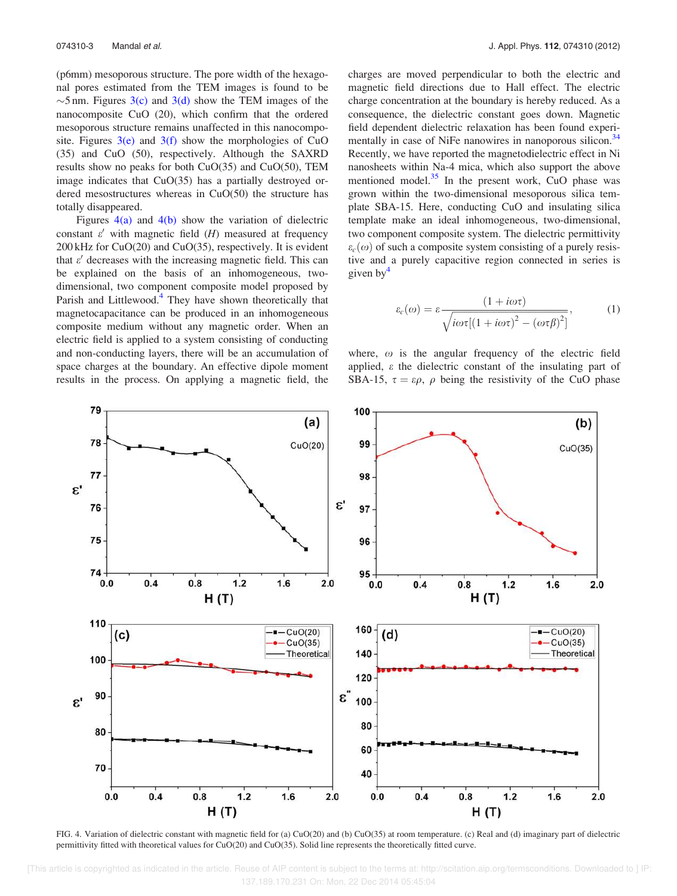(p6mm) mesoporous structure. The pore width of the hexagonal pores estimated from the TEM images is found to be $\sim$5 nm. Figures 3(c) and 3(d) show the TEM images of the nanocomposite CuO (20), which confirm that the ordered mesoporous structure remains unaffected in this nanocomposite. Figures 3(e) and 3(f) show the morphologies of CuO (35) and CuO (50), respectively. Although the SAXRD results show no peaks for both CuO(35) and CuO(50), TEM image indicates that CuO(35) has a partially destroyed ordered mesostructures whereas in CuO(50) the structure has totally disappeared.

Figures 4(a) and 4(b) show the variation of dielectric constant $\varepsilon'$ with magnetic field ($H$) measured at frequency 200 kHz for CuO(20) and CuO(35), respectively. It is evident that $\varepsilon'$ decreases with the increasing magnetic field. This can be explained on the basis of an inhomogeneous, two-dimensional, two component composite model proposed by Parish and Littlewood.[4] They have shown theoretically that magnetocapacitance can be produced in an inhomogeneous composite medium without any magnetic order. When an electric field is applied to a system consisting of conducting and non-conducting layers, there will be an accumulation of space charges at the boundary. An effective dipole moment results in the process. On applying a magnetic field, the charges are moved perpendicular to both the electric and magnetic field directions due to Hall effect. The electric charge concentration at the boundary is hereby reduced. As a consequence, the dielectric constant goes down. Magnetic field dependent dielectric relaxation has been found experimentally in case of NiFe nanowires in nanoporous silicon.[34] Recently, we have reported the magnetodielectric effect in Ni nanosheets within Na-4 mica, which also support the above mentioned model.[35] In the present work, CuO phase was grown within the two-dimensional mesoporous silica template SBA-15. Here, conducting CuO and insulating silica template make an ideal inhomogeneous, two-dimensional, two component composite system. The dielectric permittivity $\varepsilon_c(\omega)$ of such a composite system consisting of a purely resistive and a purely capacitive region connected in series is given by[4]

$$\varepsilon_c(\omega) = \varepsilon \frac{(1 + i\omega\tau)}{\sqrt{i\omega\tau[(1 + i\omega\tau)^2 - (\omega\tau\beta)^2]}}, \qquad (1)$$

where, $\omega$ is the angular frequency of the electric field applied, $\varepsilon$ the dielectric constant of the insulating part of SBA-15, $\tau = \varepsilon\rho$, $\rho$ being the resistivity of the CuO phase

FIG. 4. Variation of dielectric constant with magnetic field for (a) CuO(20) and (b) CuO(35) at room temperature. (c) Real and (d) imaginary part of dielectric permittivity fitted with theoretical values for CuO(20) and CuO(35). Solid line represents the theoretically fitted curve.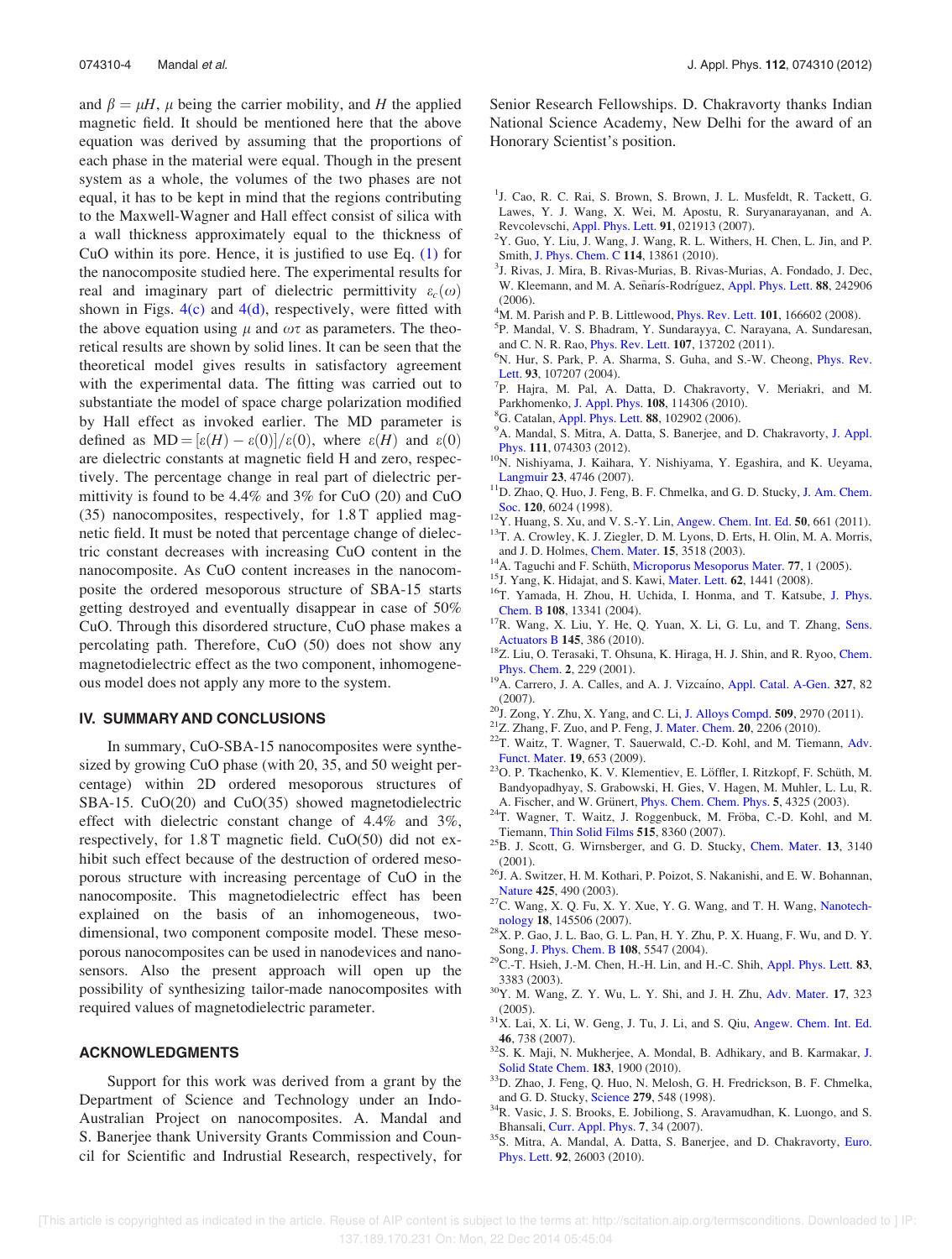and $\beta = \mu H$, $\mu$ being the carrier mobility, and $H$ the applied magnetic field. It should be mentioned here that the above equation was derived by assuming that the proportions of each phase in the material were equal. Though in the present system as a whole, the volumes of the two phases are not equal, it has to be kept in mind that the regions contributing to the Maxwell-Wagner and Hall effect consist of silica with a wall thickness approximately equal to the thickness of CuO within its pore. Hence, it is justified to use Eq. (1) for the nanocomposite studied here. The experimental results for real and imaginary part of dielectric permittivity $\varepsilon_c(\omega)$ shown in Figs. 4(c) and 4(d), respectively, were fitted with the above equation using $\mu$ and $\omega\tau$ as parameters. The theoretical results are shown by solid lines. It can be seen that the theoretical model gives results in satisfactory agreement with the experimental data. The fitting was carried out to substantiate the model of space charge polarization modified by Hall effect as invoked earlier. The MD parameter is defined as $\mathrm{MD} = [\varepsilon(H) - \varepsilon(0)]/\varepsilon(0)$, where $\varepsilon(H)$ and $\varepsilon(0)$ are dielectric constants at magnetic field H and zero, respectively. The percentage change in real part of dielectric permittivity is found to be 4.4% and 3% for CuO (20) and CuO (35) nanocomposites, respectively, for 1.8 T applied magnetic field. It must be noted that percentage change of dielectric constant decreases with increasing CuO content in the nanocomposite. As CuO content increases in the nanocomposite the ordered mesoporous structure of SBA-15 starts getting destroyed and eventually disappear in case of 50% CuO. Through this disordered structure, CuO phase makes a percolating path. Therefore, CuO (50) does not show any magnetodielectric effect as the two component, inhomogeneous model does not apply any more to the system.

## IV. SUMMARY AND CONCLUSIONS

In summary, CuO-SBA-15 nanocomposites were synthesized by growing CuO phase (with 20, 35, and 50 weight percentage) within 2D ordered mesoporous structures of SBA-15. CuO(20) and CuO(35) showed magnetodielectric effect with dielectric constant change of 4.4% and 3%, respectively, for 1.8 T magnetic field. CuO(50) did not exhibit such effect because of the destruction of ordered mesoporous structure with increasing percentage of CuO in the nanocomposite. This magnetodielectric effect has been explained on the basis of an inhomogeneous, two-dimensional, two component composite model. These mesoporous nanocomposites can be used in nanodevices and nanosensors. Also the present approach will open up the possibility of synthesizing tailor-made nanocomposites with required values of magnetodielectric parameter.

## ACKNOWLEDGMENTS

Support for this work was derived from a grant by the Department of Science and Technology under an Indo-Australian Project on nanocomposites. A. Mandal and S. Banerjee thank University Grants Commission and Council for Scientific and Indrustial Research, respectively, for Senior Research Fellowships. D. Chakravorty thanks Indian National Science Academy, New Delhi for the award of an Honorary Scientist's position.

[1] J. Cao, R. C. Rai, S. Brown, S. Brown, J. L. Musfeldt, R. Tackett, G. Lawes, Y. J. Wang, X. Wei, M. Apostu, R. Suryanarayanan, and A. Revcolevschi, Appl. Phys. Lett. **91**, 021913 (2007).
[2] Y. Guo, Y. Liu, J. Wang, R. L. Withers, H. Chen, L. Jin, and P. Smith, J. Phys. Chem. C **114**, 13861 (2010).
[3] J. Rivas, J. Mira, B. Rivas-Murias, B. Rivas-Murias, A. Fondado, J. Dec, W. Kleemann, and M. A. Señarís-Rodríguez, Appl. Phys. Lett. **88**, 242906 (2006).
[4] M. M. Parish and P. B. Littlewood, Phys. Rev. Lett. **101**, 166602 (2008).
[5] P. Mandal, V. S. Bhadram, Y. Sundarayya, C. Narayana, A. Sundaresan, and C. N. R. Rao, Phys. Rev. Lett. **107**, 137202 (2011).
[6] N. Hur, S. Park, P. A. Sharma, S. Guha, and S.-W. Cheong, Phys. Rev. Lett. **93**, 107207 (2004).
[7] P. Hajra, M. Pal, A. Datta, D. Chakravorty, V. Meriakri, and M. Parkhomenko, J. Appl. Phys. **108**, 114306 (2010).
[8] G. Catalan, Appl. Phys. Lett. **88**, 102902 (2006).
[9] A. Mandal, S. Mitra, A. Datta, S. Banerjee, and D. Chakravorty, J. Appl. Phys. **111**, 074303 (2012).
[10] N. Nishiyama, J. Kaihara, Y. Nishiyama, Y. Egashira, and K. Ueyama, Langmuir **23**, 4746 (2007).
[11] D. Zhao, Q. Huo, J. Feng, B. F. Chmelka, and G. D. Stucky, J. Am. Chem. Soc. **120**, 6024 (1998).
[12] Y. Huang, S. Xu, and V. S.-Y. Lin, Angew. Chem. Int. Ed. **50**, 661 (2011).
[13] T. A. Crowley, K. J. Ziegler, D. M. Lyons, D. Erts, H. Olin, M. A. Morris, and J. D. Holmes, Chem. Mater. **15**, 3518 (2003).
[14] A. Taguchi and F. Schüth, Microporus Mesoporus Mater. **77**, 1 (2005).
[15] J. Yang, K. Hidajat, and S. Kawi, Mater. Lett. **62**, 1441 (2008).
[16] T. Yamada, H. Zhou, H. Uchida, I. Honma, and T. Katsube, J. Phys. Chem. B **108**, 13341 (2004).
[17] R. Wang, X. Liu, Y. He, Q. Yuan, X. Li, G. Lu, and T. Zhang, Sens. Actuators B **145**, 386 (2010).
[18] Z. Liu, O. Terasaki, T. Ohsuna, K. Hiraga, H. J. Shin, and R. Ryoo, Chem. Phys. Chem. **2**, 229 (2001).
[19] A. Carrero, J. A. Calles, and A. J. Vizcaíno, Appl. Catal. A-Gen. **327**, 82 (2007).
[20] J. Zong, Y. Zhu, X. Yang, and C. Li, J. Alloys Compd. **509**, 2970 (2011).
[21] Z. Zhang, F. Zuo, and P. Feng, J. Mater. Chem. **20**, 2206 (2010).
[22] T. Waitz, T. Wagner, T. Sauerwald, C.-D. Kohl, and M. Tiemann, Adv. Funct. Mater. **19**, 653 (2009).
[23] O. P. Tkachenko, K. V. Klementiev, E. Löffler, I. Ritzkopf, F. Schüth, M. Bandyopadhyay, S. Grabowski, H. Gies, V. Hagen, M. Muhler, L. Lu, R. A. Fischer, and W. Grünert, Phys. Chem. Chem. Phys. **5**, 4325 (2003).
[24] T. Wagner, T. Waitz, J. Roggenbuck, M. Fröba, C.-D. Kohl, and M. Tiemann, Thin Solid Films **515**, 8360 (2007).
[25] B. J. Scott, G. Wirnsberger, and G. D. Stucky, Chem. Mater. **13**, 3140 (2001).
[26] J. A. Switzer, H. M. Kothari, P. Poizot, S. Nakanishi, and E. W. Bohannan, Nature **425**, 490 (2003).
[27] C. Wang, X. Q. Fu, X. Y. Xue, Y. G. Wang, and T. H. Wang, Nanotechnology **18**, 145506 (2007).
[28] X. P. Gao, J. L. Bao, G. L. Pan, H. Y. Zhu, P. X. Huang, F. Wu, and D. Y. Song, J. Phys. Chem. B **108**, 5547 (2004).
[29] C.-T. Hsieh, J.-M. Chen, H.-H. Lin, and H.-C. Shih, Appl. Phys. Lett. **83**, 3383 (2003).
[30] Y. M. Wang, Z. Y. Wu, L. Y. Shi, and J. H. Zhu, Adv. Mater. **17**, 323 (2005).
[31] X. Lai, X. Li, W. Geng, J. Tu, J. Li, and S. Qiu, Angew. Chem. Int. Ed. **46**, 738 (2007).
[32] S. K. Maji, N. Mukherjee, A. Mondal, B. Adhikary, and B. Karmakar, J. Solid State Chem. **183**, 1900 (2010).
[33] D. Zhao, J. Feng, Q. Huo, N. Melosh, G. H. Fredrickson, B. F. Chmelka, and G. D. Stucky, Science **279**, 548 (1998).
[34] R. Vasic, J. S. Brooks, E. Jobiliong, S. Aravamudhan, K. Luongo, and S. Bhansali, Curr. Appl. Phys. **7**, 34 (2007).
[35] S. Mitra, A. Mandal, A. Datta, S. Banerjee, and D. Chakravorty, Euro. Phys. Lett. **92**, 26003 (2010).